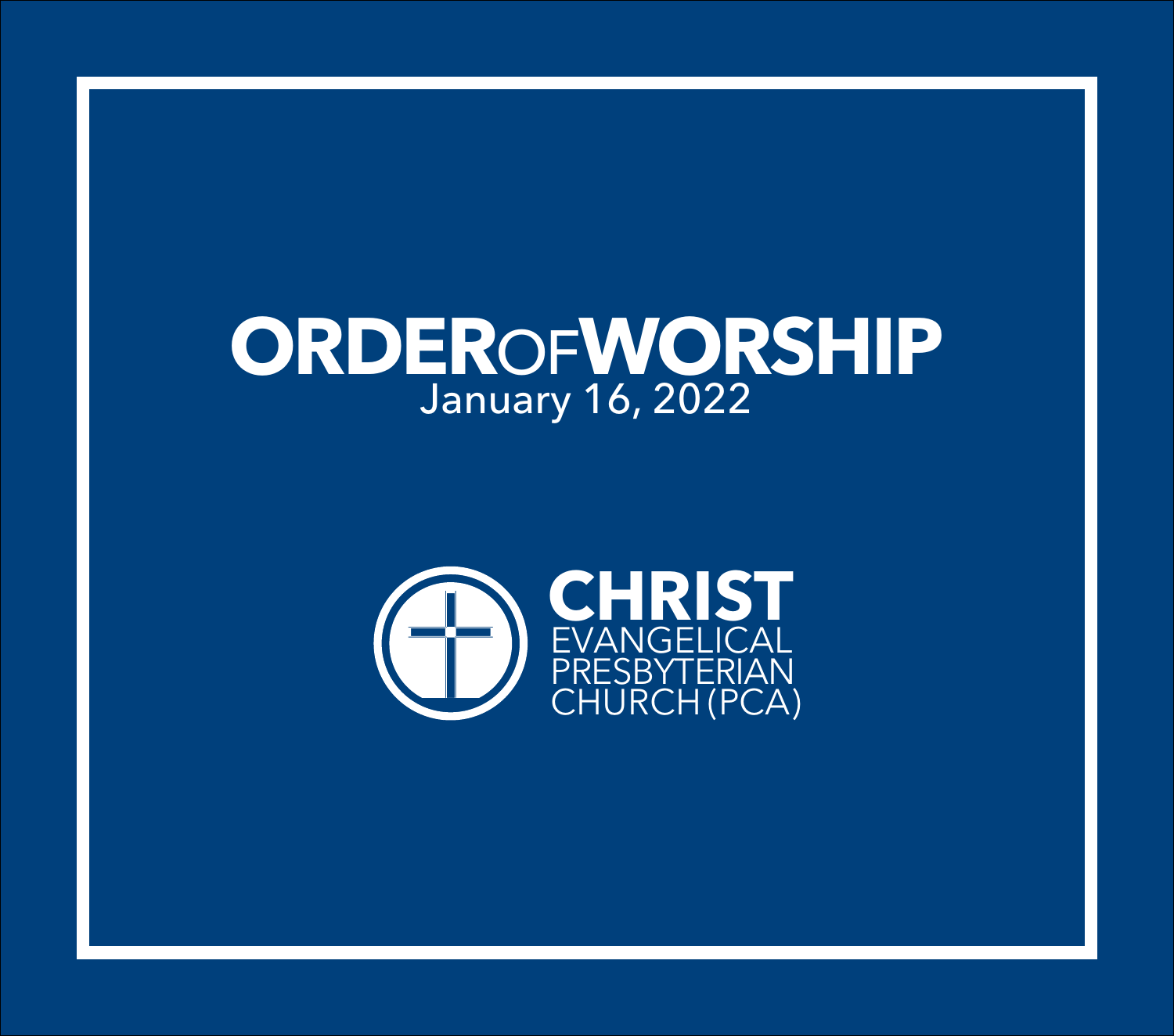# ORDER OF WORSHIP

January 16, 2022

**CHRIST**
EVANGELICAL
PRESBYTERIAN
CHURCH (PCA)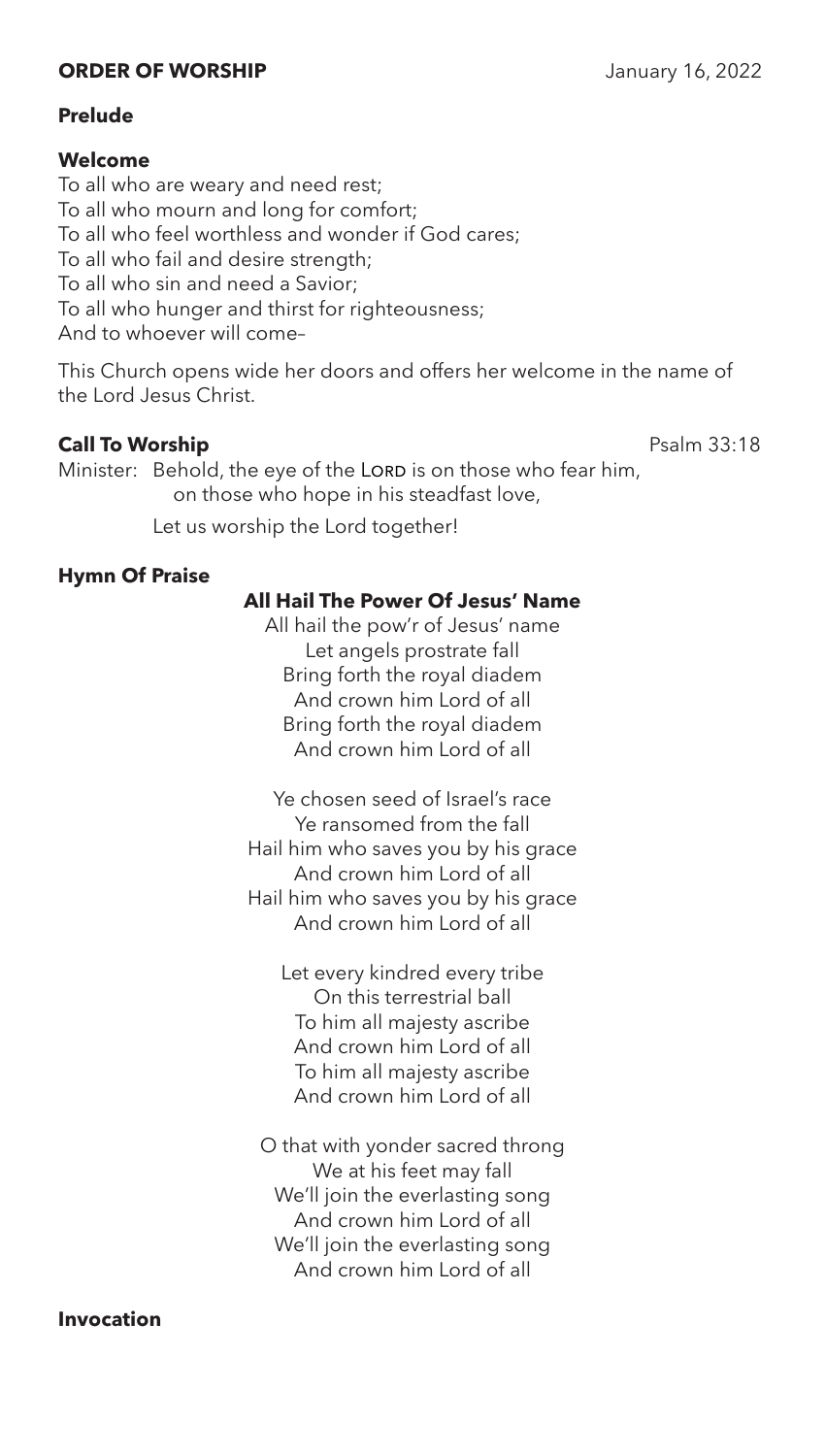## ORDER OF WORSHIP

January 16, 2022

### Prelude

### Welcome

To all who are weary and need rest;
To all who mourn and long for comfort;
To all who feel worthless and wonder if God cares;
To all who fail and desire strength;
To all who sin and need a Savior;
To all who hunger and thirst for righteousness;
And to whoever will come–

This Church opens wide her doors and offers her welcome in the name of the Lord Jesus Christ.

### Call To Worship

Psalm 33:18

Minister: Behold, the eye of the LORD is on those who fear him,
on those who hope in his steadfast love,

Let us worship the Lord together!

### Hymn Of Praise

**All Hail The Power Of Jesus' Name**

All hail the pow'r of Jesus' name
Let angels prostrate fall
Bring forth the royal diadem
And crown him Lord of all
Bring forth the royal diadem
And crown him Lord of all

Ye chosen seed of Israel's race
Ye ransomed from the fall
Hail him who saves you by his grace
And crown him Lord of all
Hail him who saves you by his grace
And crown him Lord of all

Let every kindred every tribe
On this terrestrial ball
To him all majesty ascribe
And crown him Lord of all
To him all majesty ascribe
And crown him Lord of all

O that with yonder sacred throng
We at his feet may fall
We'll join the everlasting song
And crown him Lord of all
We'll join the everlasting song
And crown him Lord of all

### Invocation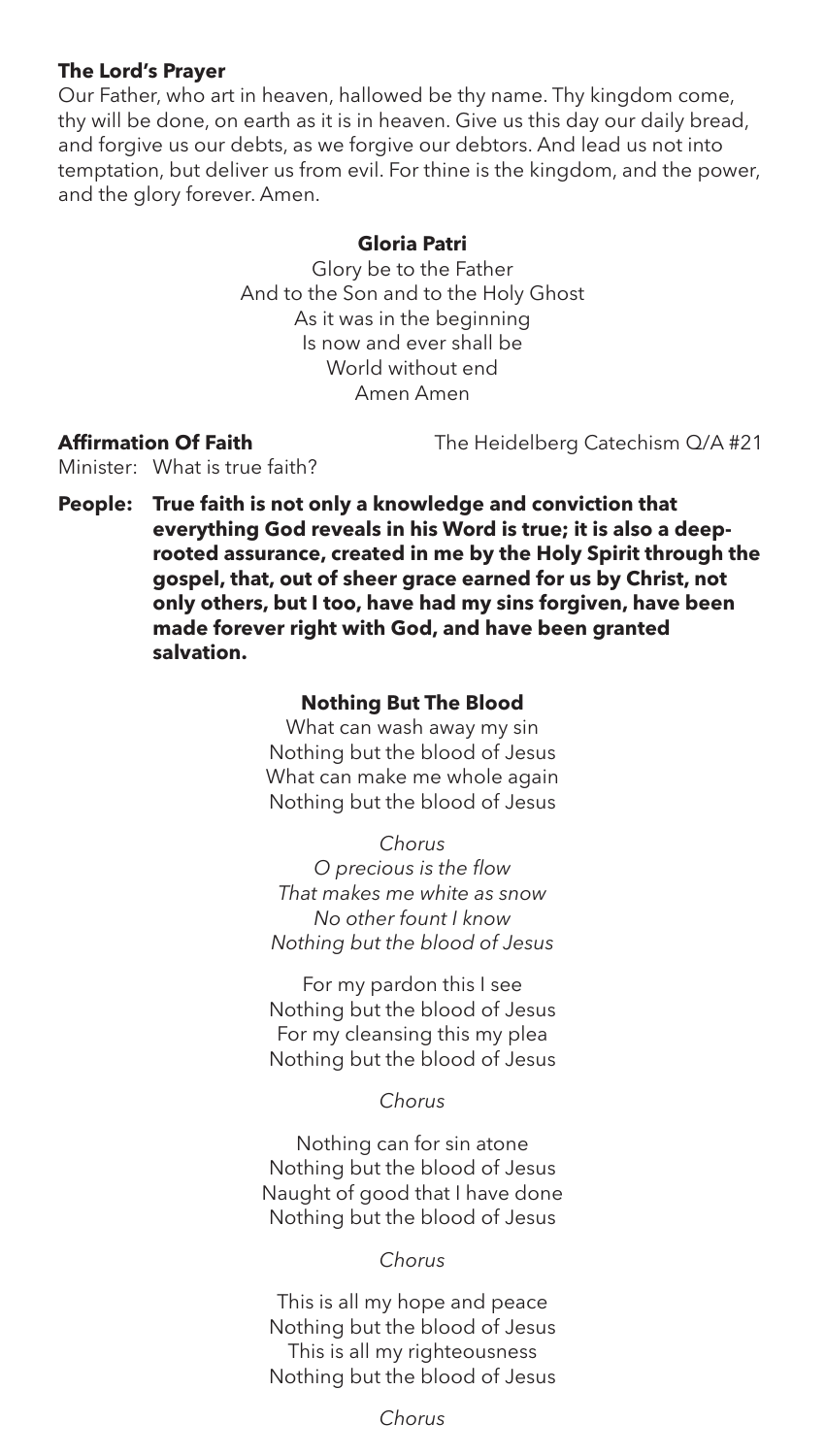**The Lord's Prayer**

Our Father, who art in heaven, hallowed be thy name. Thy kingdom come, thy will be done, on earth as it is in heaven. Give us this day our daily bread, and forgive us our debts, as we forgive our debtors. And lead us not into temptation, but deliver us from evil. For thine is the kingdom, and the power, and the glory forever. Amen.

**Gloria Patri**

Glory be to the Father
And to the Son and to the Holy Ghost
As it was in the beginning
Is now and ever shall be
World without end
Amen Amen

**Affirmation Of Faith** The Heidelberg Catechism Q/A #21

Minister: What is true faith?

**People: True faith is not only a knowledge and conviction that everything God reveals in his Word is true; it is also a deep-rooted assurance, created in me by the Holy Spirit through the gospel, that, out of sheer grace earned for us by Christ, not only others, but I too, have had my sins forgiven, have been made forever right with God, and have been granted salvation.**

**Nothing But The Blood**

What can wash away my sin
Nothing but the blood of Jesus
What can make me whole again
Nothing but the blood of Jesus

*Chorus*
*O precious is the flow*
*That makes me white as snow*
*No other fount I know*
*Nothing but the blood of Jesus*

For my pardon this I see
Nothing but the blood of Jesus
For my cleansing this my plea
Nothing but the blood of Jesus

*Chorus*

Nothing can for sin atone
Nothing but the blood of Jesus
Naught of good that I have done
Nothing but the blood of Jesus

*Chorus*

This is all my hope and peace
Nothing but the blood of Jesus
This is all my righteousness
Nothing but the blood of Jesus

*Chorus*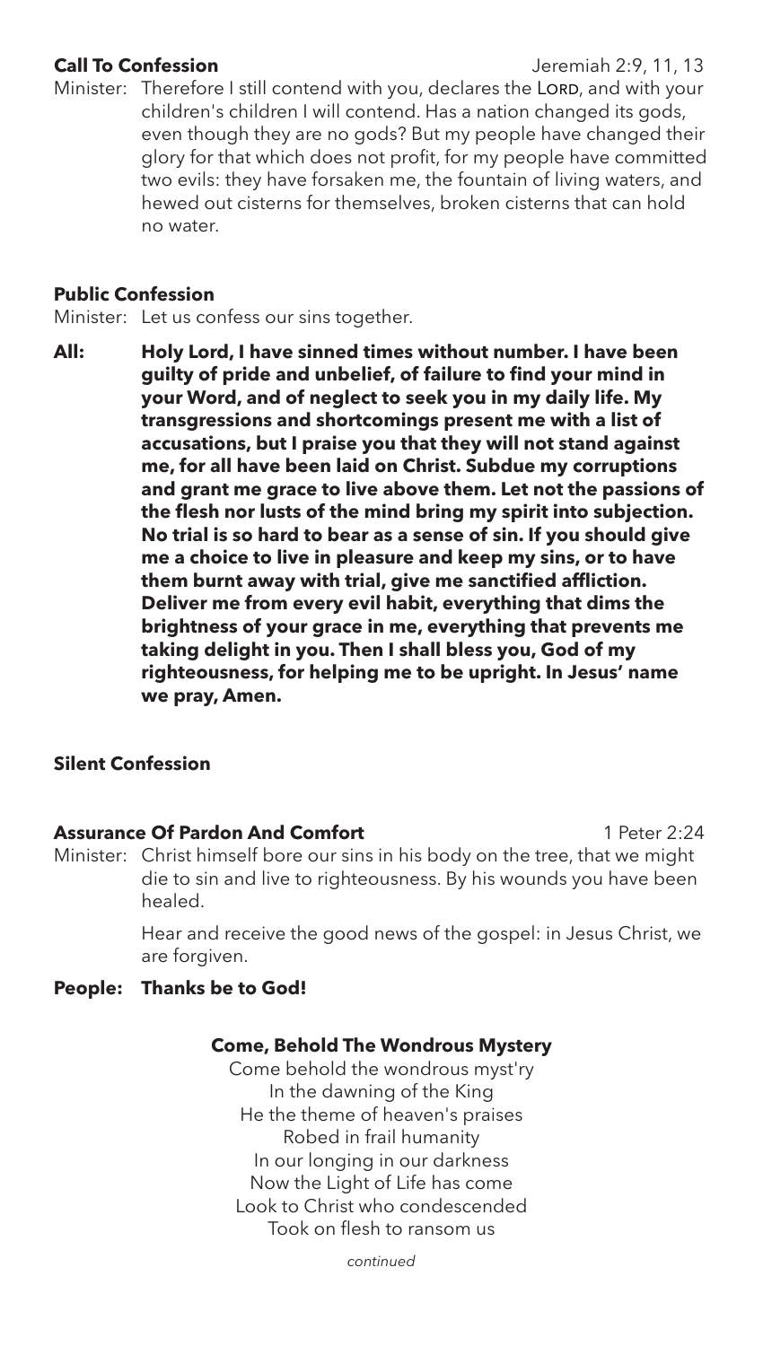**Call To Confession** Jeremiah 2:9, 11, 13

Minister: Therefore I still contend with you, declares the LORD, and with your children's children I will contend. Has a nation changed its gods, even though they are no gods? But my people have changed their glory for that which does not profit, for my people have committed two evils: they have forsaken me, the fountain of living waters, and hewed out cisterns for themselves, broken cisterns that can hold no water.

**Public Confession**

Minister: Let us confess our sins together.

**All: Holy Lord, I have sinned times without number. I have been guilty of pride and unbelief, of failure to find your mind in your Word, and of neglect to seek you in my daily life. My transgressions and shortcomings present me with a list of accusations, but I praise you that they will not stand against me, for all have been laid on Christ. Subdue my corruptions and grant me grace to live above them. Let not the passions of the flesh nor lusts of the mind bring my spirit into subjection. No trial is so hard to bear as a sense of sin. If you should give me a choice to live in pleasure and keep my sins, or to have them burnt away with trial, give me sanctified affliction. Deliver me from every evil habit, everything that dims the brightness of your grace in me, everything that prevents me taking delight in you. Then I shall bless you, God of my righteousness, for helping me to be upright. In Jesus' name we pray, Amen.**

**Silent Confession**

**Assurance Of Pardon And Comfort** 1 Peter 2:24

Minister: Christ himself bore our sins in his body on the tree, that we might die to sin and live to righteousness. By his wounds you have been healed.

Hear and receive the good news of the gospel: in Jesus Christ, we are forgiven.

**People: Thanks be to God!**

**Come, Behold The Wondrous Mystery**

Come behold the wondrous myst'ry
In the dawning of the King
He the theme of heaven's praises
Robed in frail humanity
In our longing in our darkness
Now the Light of Life has come
Look to Christ who condescended
Took on flesh to ransom us

*continued*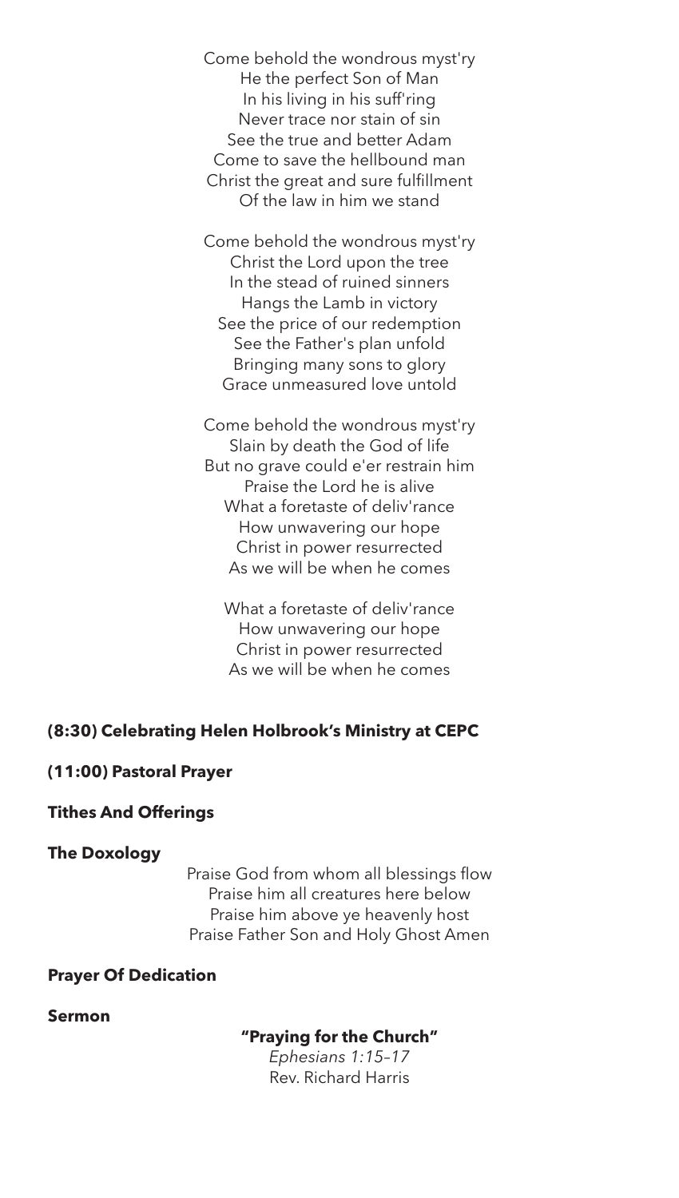Come behold the wondrous myst'ry
He the perfect Son of Man
In his living in his suff'ring
Never trace nor stain of sin
See the true and better Adam
Come to save the hellbound man
Christ the great and sure fulfillment
Of the law in him we stand

Come behold the wondrous myst'ry
Christ the Lord upon the tree
In the stead of ruined sinners
Hangs the Lamb in victory
See the price of our redemption
See the Father's plan unfold
Bringing many sons to glory
Grace unmeasured love untold

Come behold the wondrous myst'ry
Slain by death the God of life
But no grave could e'er restrain him
Praise the Lord he is alive
What a foretaste of deliv'rance
How unwavering our hope
Christ in power resurrected
As we will be when he comes

What a foretaste of deliv'rance
How unwavering our hope
Christ in power resurrected
As we will be when he comes

**(8:30) Celebrating Helen Holbrook's Ministry at CEPC**

**(11:00) Pastoral Prayer**

**Tithes And Offerings**

**The Doxology**

Praise God from whom all blessings flow
Praise him all creatures here below
Praise him above ye heavenly host
Praise Father Son and Holy Ghost Amen

**Prayer Of Dedication**

**Sermon**

**"Praying for the Church"**
*Ephesians 1:15–17*
Rev. Richard Harris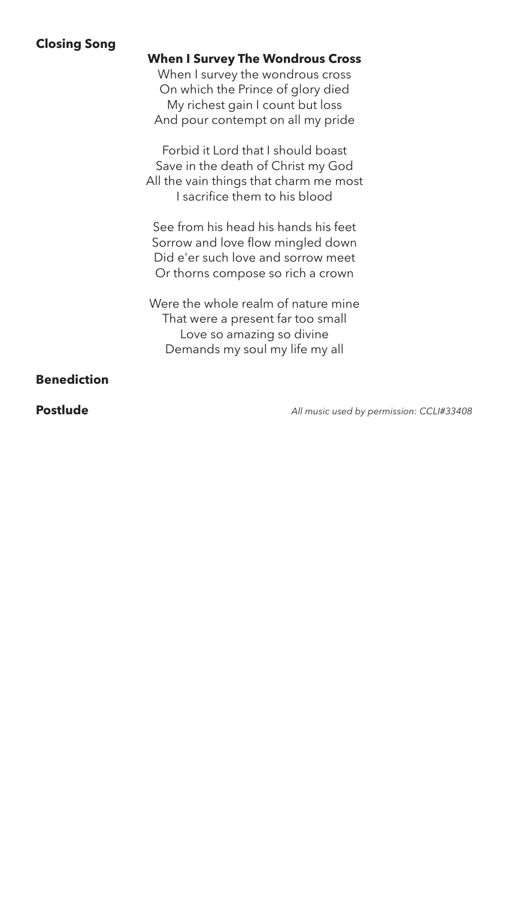**Closing Song**

**When I Survey The Wondrous Cross**

When I survey the wondrous cross
On which the Prince of glory died
My richest gain I count but loss
And pour contempt on all my pride

Forbid it Lord that I should boast
Save in the death of Christ my God
All the vain things that charm me most
I sacrifice them to his blood

See from his head his hands his feet
Sorrow and love flow mingled down
Did e'er such love and sorrow meet
Or thorns compose so rich a crown

Were the whole realm of nature mine
That were a present far too small
Love so amazing so divine
Demands my soul my life my all

**Benediction**

**Postlude**

*All music used by permission: CCLI#33408*